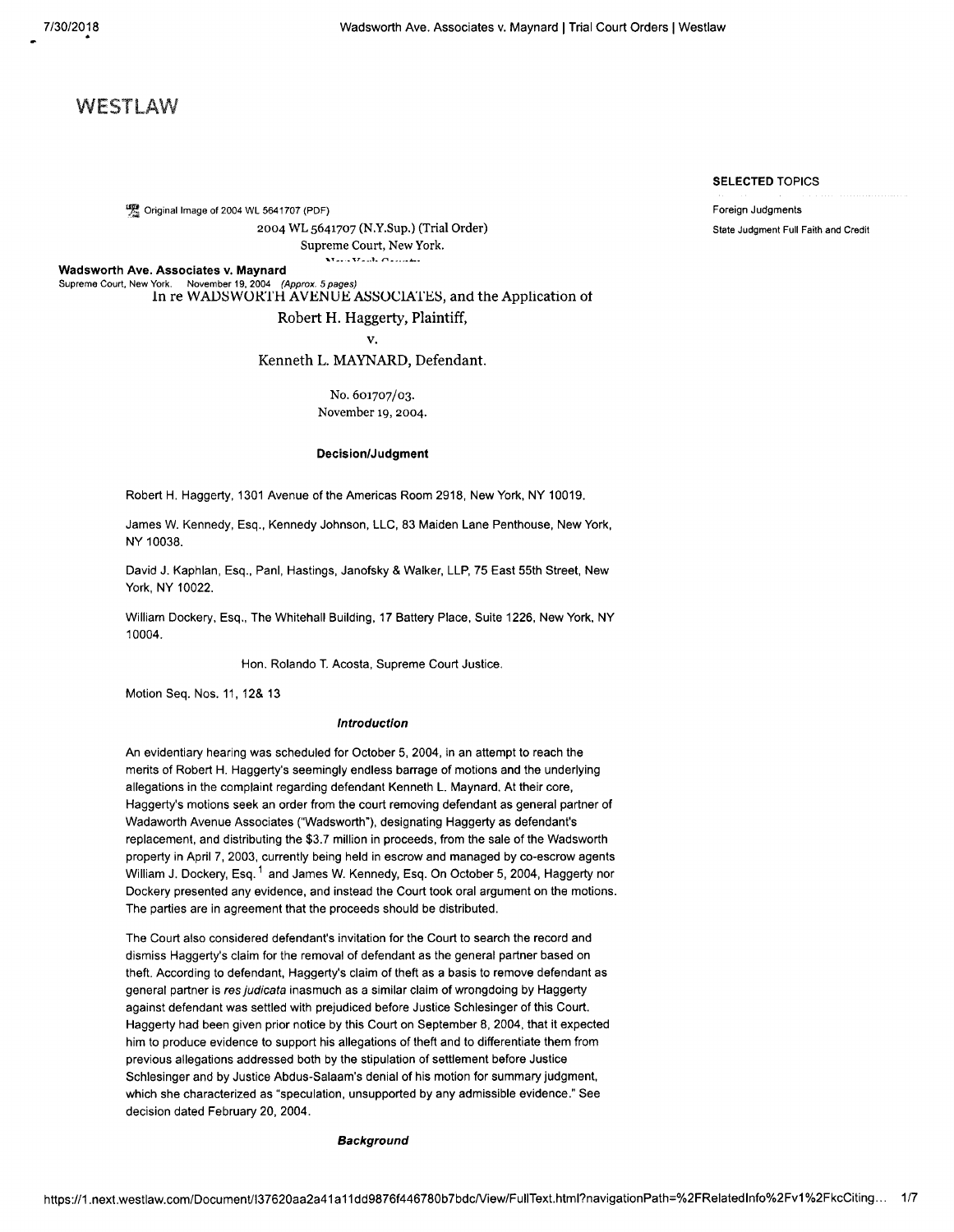# WESTLAW

**SELECTED TOPICS**

Foreign Judgments

State Judgment Full Faith and Credit

Original Image of 2004 WL 5641707 (PDF)

2004 WL 5641707 (N.Y.Sup.) (Trial Order)

Supreme Court, New York.

New York County

**Wadsworth Ave. Associates v. Maynard**

Supreme Court, New York. November 19, 2004 *(Approx. 5 pages)*

In re WADSWORTH AVENUE ASSOCIATES, and the Application of

Robert H. Haggerty, Plaintiff,

v.

Kenneth L. MAYNARD, Defendant.

No. 601707/03.

November 19, 2004.

**Decision/Judgment**

Robert H. Haggerty, 1301 Avenue of the Americas Room 2918, New York, NY 10019.

James W. Kennedy, Esq., Kennedy Johnson, LLC, 83 Maiden Lane Penthouse, New York, NY 10038.

David J. Kaphlan, Esq., Panl, Hastings, Janofsky & Walker, LLP, 75 East 55th Street, New York, NY 10022.

William Dockery, Esq., The Whitehall Building, 17 Battery Place, Suite 1226, New York, NY 10004.

Hon. Rolando T. Acosta, Supreme Court Justice.

Motion Seq. Nos. 11, 12& 13

***Introduction***

An evidentiary hearing was scheduled for October 5, 2004, in an attempt to reach the merits of Robert H. Haggerty's seemingly endless barrage of motions and the underlying allegations in the complaint regarding defendant Kenneth L. Maynard. At their core, Haggerty's motions seek an order from the court removing defendant as general partner of Wadaworth Avenue Associates ("Wadsworth"), designating Haggerty as defendant's replacement, and distributing the $3.7 million in proceeds, from the sale of the Wadsworth property in April 7, 2003, currently being held in escrow and managed by co-escrow agents William J. Dockery, Esq. [1] and James W. Kennedy, Esq. On October 5, 2004, Haggerty nor Dockery presented any evidence, and instead the Court took oral argument on the motions. The parties are in agreement that the proceeds should be distributed.

The Court also considered defendant's invitation for the Court to search the record and dismiss Haggerty's claim for the removal of defendant as the general partner based on theft. According to defendant, Haggerty's claim of theft as a basis to remove defendant as general partner is *res judicata* inasmuch as a similar claim of wrongdoing by Haggerty against defendant was settled with prejudiced before Justice Schlesinger of this Court. Haggerty had been given prior notice by this Court on September 8, 2004, that it expected him to produce evidence to support his allegations of theft and to differentiate them from previous allegations addressed both by the stipulation of settlement before Justice Schlesinger and by Justice Abdus-Salaam's denial of his motion for summary judgment, which she characterized as "speculation, unsupported by any admissible evidence." See decision dated February 20, 2004.

***Background***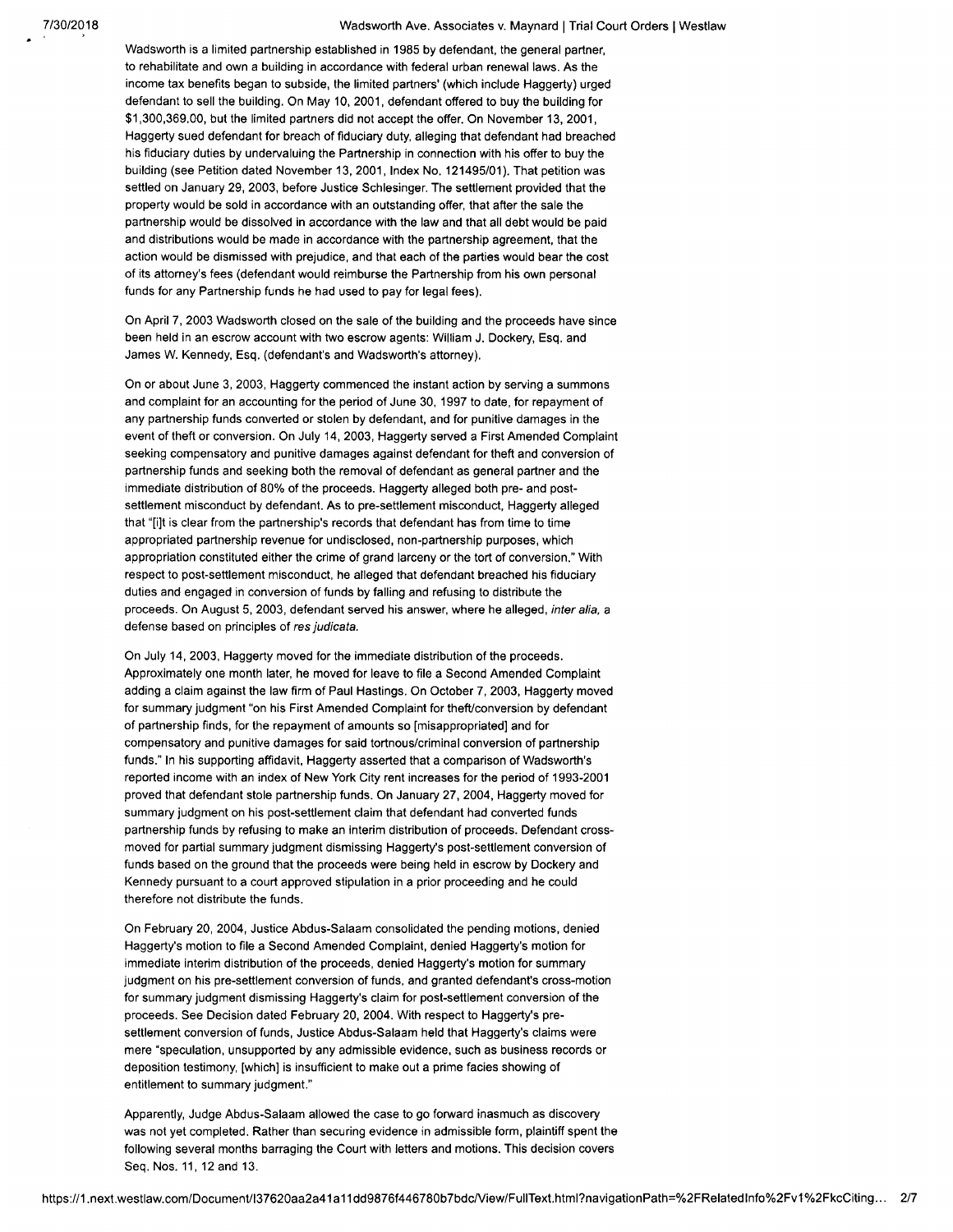Wadsworth is a limited partnership established in 1985 by defendant, the general partner, to rehabilitate and own a building in accordance with federal urban renewal laws. As the income tax benefits began to subside, the limited partners' (which include Haggerty) urged defendant to sell the building. On May 10, 2001, defendant offered to buy the building for $1,300,369.00, but the limited partners did not accept the offer. On November 13, 2001, Haggerty sued defendant for breach of fiduciary duty, alleging that defendant had breached his fiduciary duties by undervaluing the Partnership in connection with his offer to buy the building (see Petition dated November 13, 2001, Index No. 121495/01). That petition was settled on January 29, 2003, before Justice Schlesinger. The settlement provided that the property would be sold in accordance with an outstanding offer, that after the sale the partnership would be dissolved in accordance with the law and that all debt would be paid and distributions would be made in accordance with the partnership agreement, that the action would be dismissed with prejudice, and that each of the parties would bear the cost of its attorney's fees (defendant would reimburse the Partnership from his own personal funds for any Partnership funds he had used to pay for legal fees).

On April 7, 2003 Wadsworth closed on the sale of the building and the proceeds have since been held in an escrow account with two escrow agents: William J. Dockery, Esq. and James W. Kennedy, Esq. (defendant's and Wadsworth's attorney).

On or about June 3, 2003, Haggerty commenced the instant action by serving a summons and complaint for an accounting for the period of June 30, 1997 to date, for repayment of any partnership funds converted or stolen by defendant, and for punitive damages in the event of theft or conversion. On July 14, 2003, Haggerty served a First Amended Complaint seeking compensatory and punitive damages against defendant for theft and conversion of partnership funds and seeking both the removal of defendant as general partner and the immediate distribution of 80% of the proceeds. Haggerty alleged both pre- and post-settlement misconduct by defendant. As to pre-settlement misconduct, Haggerty alleged that "[i]t is clear from the partnership's records that defendant has from time to time appropriated partnership revenue for undisclosed, non-partnership purposes, which appropriation constituted either the crime of grand larceny or the tort of conversion." With respect to post-settlement misconduct, he alleged that defendant breached his fiduciary duties and engaged in conversion of funds by failing and refusing to distribute the proceeds. On August 5, 2003, defendant served his answer, where he alleged, *inter alia*, a defense based on principles of *res judicata*.

On July 14, 2003, Haggerty moved for the immediate distribution of the proceeds. Approximately one month later, he moved for leave to file a Second Amended Complaint adding a claim against the law firm of Paul Hastings. On October 7, 2003, Haggerty moved for summary judgment "on his First Amended Complaint for theft/conversion by defendant of partnership finds, for the repayment of amounts so [misappropriated] and for compensatory and punitive damages for said tortnous/criminal conversion of partnership funds." In his supporting affidavit, Haggerty asserted that a comparison of Wadsworth's reported income with an index of New York City rent increases for the period of 1993-2001 proved that defendant stole partnership funds. On January 27, 2004, Haggerty moved for summary judgment on his post-settlement claim that defendant had converted funds partnership funds by refusing to make an interim distribution of proceeds. Defendant cross-moved for partial summary judgment dismissing Haggerty's post-settlement conversion of funds based on the ground that the proceeds were being held in escrow by Dockery and Kennedy pursuant to a court approved stipulation in a prior proceeding and he could therefore not distribute the funds.

On February 20, 2004, Justice Abdus-Salaam consolidated the pending motions, denied Haggerty's motion to file a Second Amended Complaint, denied Haggerty's motion for immediate interim distribution of the proceeds, denied Haggerty's motion for summary judgment on his pre-settlement conversion of funds, and granted defendant's cross-motion for summary judgment dismissing Haggerty's claim for post-settlement conversion of the proceeds. See Decision dated February 20, 2004. With respect to Haggerty's pre-settlement conversion of funds, Justice Abdus-Salaam held that Haggerty's claims were mere "speculation, unsupported by any admissible evidence, such as business records or deposition testimony, [which] is insufficient to make out a prime facies showing of entitlement to summary judgment."

Apparently, Judge Abdus-Salaam allowed the case to go forward inasmuch as discovery was not yet completed. Rather than securing evidence in admissible form, plaintiff spent the following several months barraging the Court with letters and motions. This decision covers Seq. Nos. 11, 12 and 13.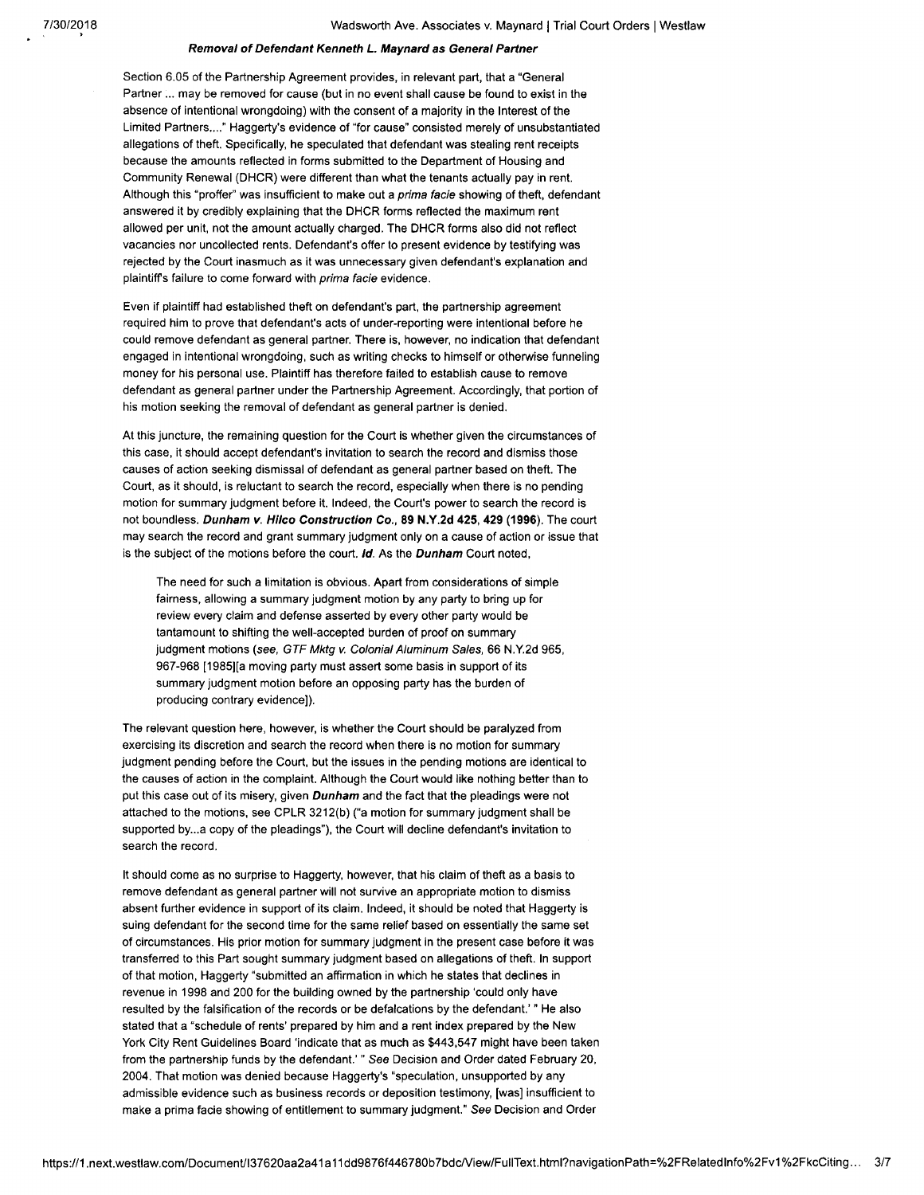### *Removal of Defendant Kenneth L. Maynard as General Partner*

Section 6.05 of the Partnership Agreement provides, in relevant part, that a "General Partner ... may be removed for cause (but in no event shall cause be found to exist in the absence of intentional wrongdoing) with the consent of a majority in the Interest of the Limited Partners,..." Haggerty's evidence of "for cause" consisted merely of unsubstantiated allegations of theft. Specifically, he speculated that defendant was stealing rent receipts because the amounts reflected in forms submitted to the Department of Housing and Community Renewal (DHCR) were different than what the tenants actually pay in rent. Although this "proffer" was insufficient to make out a *prima facie* showing of theft, defendant answered it by credibly explaining that the DHCR forms reflected the maximum rent allowed per unit, not the amount actually charged. The DHCR forms also did not reflect vacancies nor uncollected rents. Defendant's offer to present evidence by testifying was rejected by the Court inasmuch as it was unnecessary given defendant's explanation and plaintiff's failure to come forward with *prima facie* evidence.

Even if plaintiff had established theft on defendant's part, the partnership agreement required him to prove that defendant's acts of under-reporting were intentional before he could remove defendant as general partner. There is, however, no indication that defendant engaged in intentional wrongdoing, such as writing checks to himself or otherwise funneling money for his personal use. Plaintiff has therefore failed to establish cause to remove defendant as general partner under the Partnership Agreement. Accordingly, that portion of his motion seeking the removal of defendant as general partner is denied.

At this juncture, the remaining question for the Court is whether given the circumstances of this case, it should accept defendant's invitation to search the record and dismiss those causes of action seeking dismissal of defendant as general partner based on theft. The Court, as it should, is reluctant to search the record, especially when there is no pending motion for summary judgment before it. Indeed, the Court's power to search the record is not boundless. ***Dunham v. Hilco Construction Co.*, 89 N.Y.2d 425, 429 (1996)**. The court may search the record and grant summary judgment only on a cause of action or issue that is the subject of the motions before the court. ***Id.*** As the ***Dunham*** Court noted,

> The need for such a limitation is obvious. Apart from considerations of simple fairness, allowing a summary judgment motion by any party to bring up for review every claim and defense asserted by every other party would be tantamount to shifting the well-accepted burden of proof on summary judgment motions (*see, GTF Mktg v. Colonial Aluminum Sales*, 66 N.Y.2d 965, 967-968 [1985][a moving party must assert some basis in support of its summary judgment motion before an opposing party has the burden of producing contrary evidence]).

The relevant question here, however, is whether the Court should be paralyzed from exercising its discretion and search the record when there is no motion for summary judgment pending before the Court, but the issues in the pending motions are identical to the causes of action in the complaint. Although the Court would like nothing better than to put this case out of its misery, given ***Dunham*** and the fact that the pleadings were not attached to the motions, see CPLR 3212(b) ("a motion for summary judgment shall be supported by...a copy of the pleadings"), the Court will decline defendant's invitation to search the record.

It should come as no surprise to Haggerty, however, that his claim of theft as a basis to remove defendant as general partner will not survive an appropriate motion to dismiss absent further evidence in support of its claim. Indeed, it should be noted that Haggerty is suing defendant for the second time for the same relief based on essentially the same set of circumstances. His prior motion for summary judgment in the present case before it was transferred to this Part sought summary judgment based on allegations of theft. In support of that motion, Haggerty "submitted an affirmation in which he states that declines in revenue in 1998 and 200 for the building owned by the partnership 'could only have resulted by the falsification of the records or be defalcations by the defendant.' " He also stated that a "schedule of rents' prepared by him and a rent index prepared by the New York City Rent Guidelines Board 'indicate that as much as $443,547 might have been taken from the partnership funds by the defendant.' " *See* Decision and Order dated February 20, 2004. That motion was denied because Haggerty's "speculation, unsupported by any admissible evidence such as business records or deposition testimony, [was] insufficient to make a prima facie showing of entitlement to summary judgment." *See* Decision and Order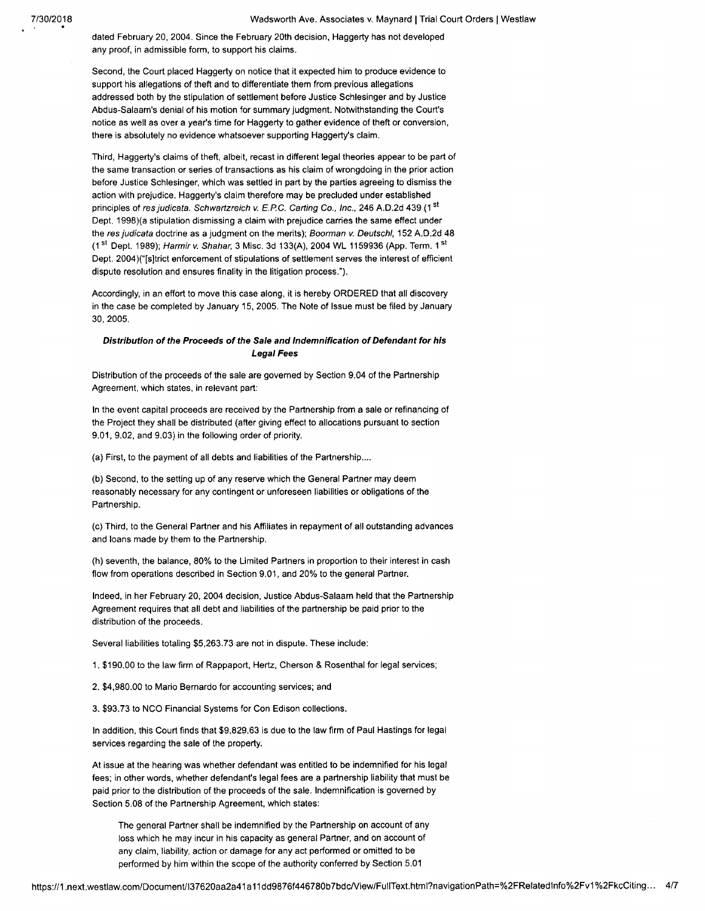dated February 20, 2004. Since the February 20th decision, Haggerty has not developed any proof, in admissible form, to support his claims.

Second, the Court placed Haggerty on notice that it expected him to produce evidence to support his allegations of theft and to differentiate them from previous allegations addressed both by the stipulation of settlement before Justice Schlesinger and by Justice Abdus-Salaam's denial of his motion for summary judgment. Notwithstanding the Court's notice as well as over a year's time for Haggerty to gather evidence of theft or conversion, there is absolutely no evidence whatsoever supporting Haggerty's claim.

Third, Haggerty's claims of theft, albeit, recast in different legal theories appear to be part of the same transaction or series of transactions as his claim of wrongdoing in the prior action before Justice Schlesinger, which was settled in part by the parties agreeing to dismiss the action with prejudice. Haggerty's claim therefore may be precluded under established principles of *res judicata*. *Schwartzreich v. E.P.C. Carting Co., Inc.*, 246 A.D.2d 439 (1st Dept. 1998)(a stipulation dismissing a claim with prejudice carries the same effect under the *res judicata* doctrine as a judgment on the merits); *Boorman v. Deutschl*, 152 A.D.2d 48 (1st Dept. 1989); *Harmir v. Shahar*, 3 Misc. 3d 133(A), 2004 WL 1159936 (App. Term. 1st Dept. 2004)("[s]trict enforcement of stipulations of settlement serves the interest of efficient dispute resolution and ensures finality in the litigation process.").

Accordingly, in an effort to move this case along, it is hereby ORDERED that all discovery in the case be completed by January 15, 2005. The Note of Issue must be filed by January 30, 2005.

### *Distribution of the Proceeds of the Sale and Indemnification of Defendant for his Legal Fees*

Distribution of the proceeds of the sale are governed by Section 9.04 of the Partnership Agreement, which states, in relevant part:

In the event capital proceeds are received by the Partnership from a sale or refinancing of the Project they shall be distributed (after giving effect to allocations pursuant to section 9.01, 9.02, and 9.03) in the following order of priority.

(a) First, to the payment of all debts and liabilities of the Partnership....

(b) Second, to the setting up of any reserve which the General Partner may deem reasonably necessary for any contingent or unforeseen liabilities or obligations of the Partnership.

(c) Third, to the General Partner and his Affiliates in repayment of all outstanding advances and loans made by them to the Partnership.

(h) seventh, the balance, 80% to the Limited Partners in proportion to their interest in cash flow from operations described in Section 9.01, and 20% to the general Partner.

Indeed, in her February 20, 2004 decision, Justice Abdus-Salaam held that the Partnership Agreement requires that all debt and liabilities of the partnership be paid prior to the distribution of the proceeds.

Several liabilities totaling $5,263.73 are not in dispute. These include:

1. $190.00 to the law firm of Rappaport, Hertz, Cherson & Rosenthal for legal services;

2. $4,980.00 to Mario Bernardo for accounting services; and

3. $93.73 to NCO Financial Systems for Con Edison collections.

In addition, this Court finds that $9,829.63 is due to the law firm of Paul Hastings for legal services regarding the sale of the property.

At issue at the hearing was whether defendant was entitled to be indemnified for his legal fees; in other words, whether defendant's legal fees are a partnership liability that must be paid prior to the distribution of the proceeds of the sale. Indemnification is governed by Section 5.08 of the Partnership Agreement, which states:

> The general Partner shall be indemnified by the Partnership on account of any loss which he may incur in his capacity as general Partner, and on account of any claim, liability, action or damage for any act performed or omitted to be performed by him within the scope of the authority conferred by Section 5.01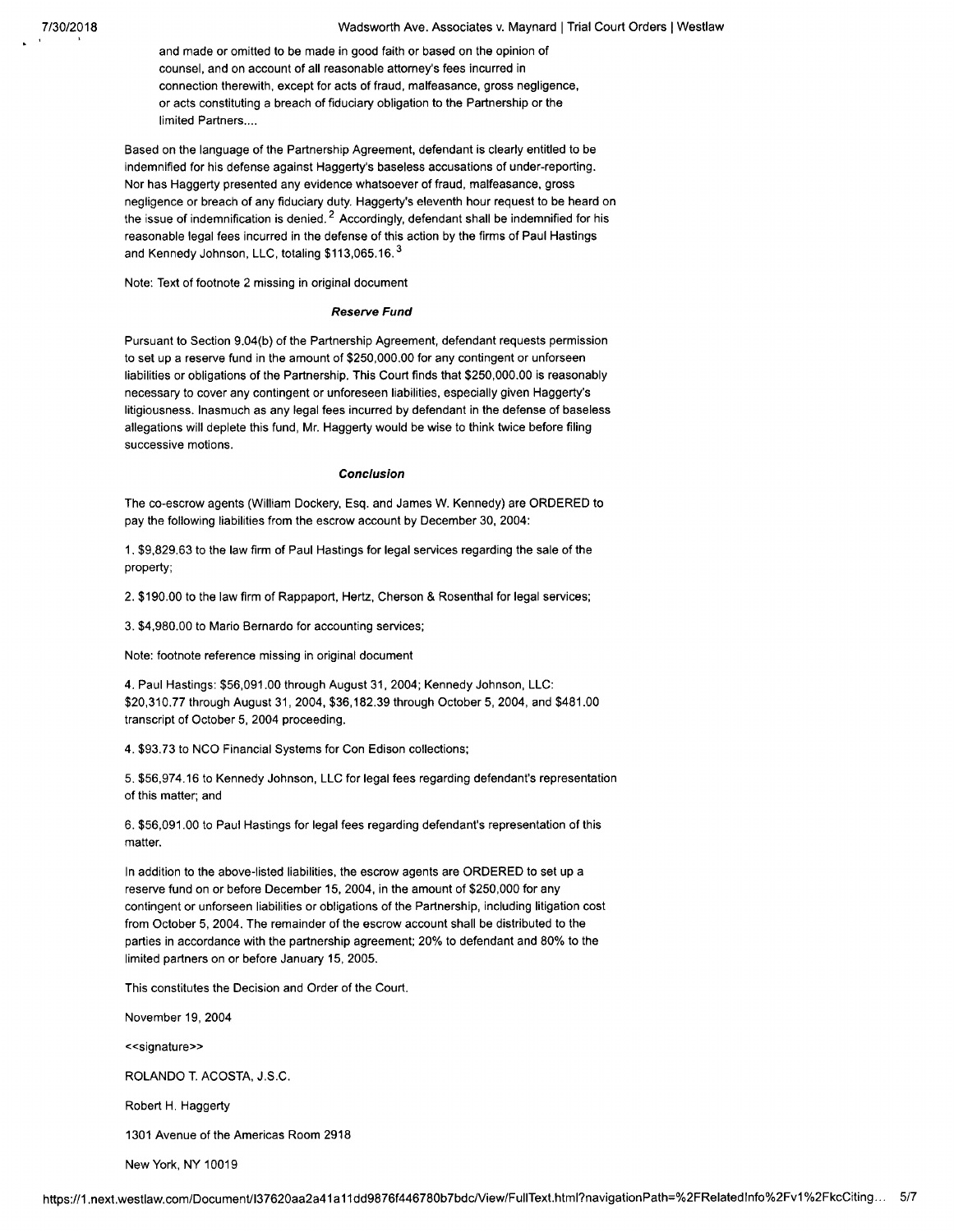> and made or omitted to be made in good faith or based on the opinion of counsel, and on account of all reasonable attorney's fees incurred in connection therewith, except for acts of fraud, malfeasance, gross negligence, or acts constituting a breach of fiduciary obligation to the Partnership or the limited Partners....

Based on the language of the Partnership Agreement, defendant is clearly entitled to be indemnified for his defense against Haggerty's baseless accusations of under-reporting. Nor has Haggerty presented any evidence whatsoever of fraud, malfeasance, gross negligence or breach of any fiduciary duty. Haggerty's eleventh hour request to be heard on the issue of indemnification is denied. [2] Accordingly, defendant shall be indemnified for his reasonable legal fees incurred in the defense of this action by the firms of Paul Hastings and Kennedy Johnson, LLC, totaling $113,065.16. [3]

Note: Text of footnote 2 missing in original document

### *Reserve Fund*

Pursuant to Section 9.04(b) of the Partnership Agreement, defendant requests permission to set up a reserve fund in the amount of $250,000.00 for any contingent or unforseen liabilities or obligations of the Partnership. This Court finds that $250,000.00 is reasonably necessary to cover any contingent or unforeseen liabilities, especially given Haggerty's litigiousness. Inasmuch as any legal fees incurred by defendant in the defense of baseless allegations will deplete this fund, Mr. Haggerty would be wise to think twice before filing successive motions.

### *Conclusion*

The co-escrow agents (William Dockery, Esq. and James W. Kennedy) are ORDERED to pay the following liabilities from the escrow account by December 30, 2004:

1. $9,829.63 to the law firm of Paul Hastings for legal services regarding the sale of the property;

2. $190.00 to the law firm of Rappaport, Hertz, Cherson & Rosenthal for legal services;

3. $4,980.00 to Mario Bernardo for accounting services;

Note: footnote reference missing in original document

4. Paul Hastings: $56,091.00 through August 31, 2004; Kennedy Johnson, LLC: $20,310.77 through August 31, 2004, $36,182.39 through October 5, 2004, and $481.00 transcript of October 5, 2004 proceeding.

4. $93.73 to NCO Financial Systems for Con Edison collections;

5. $56,974.16 to Kennedy Johnson, LLC for legal fees regarding defendant's representation of this matter; and

6. $56,091.00 to Paul Hastings for legal fees regarding defendant's representation of this matter.

In addition to the above-listed liabilities, the escrow agents are ORDERED to set up a reserve fund on or before December 15, 2004, in the amount of $250,000 for any contingent or unforseen liabilities or obligations of the Partnership, including litigation cost from October 5, 2004. The remainder of the escrow account shall be distributed to the parties in accordance with the partnership agreement; 20% to defendant and 80% to the limited partners on or before January 15, 2005.

This constitutes the Decision and Order of the Court.

November 19, 2004

<<signature>>

ROLANDO T. ACOSTA, J.S.C.

Robert H. Haggerty

1301 Avenue of the Americas Room 2918

New York, NY 10019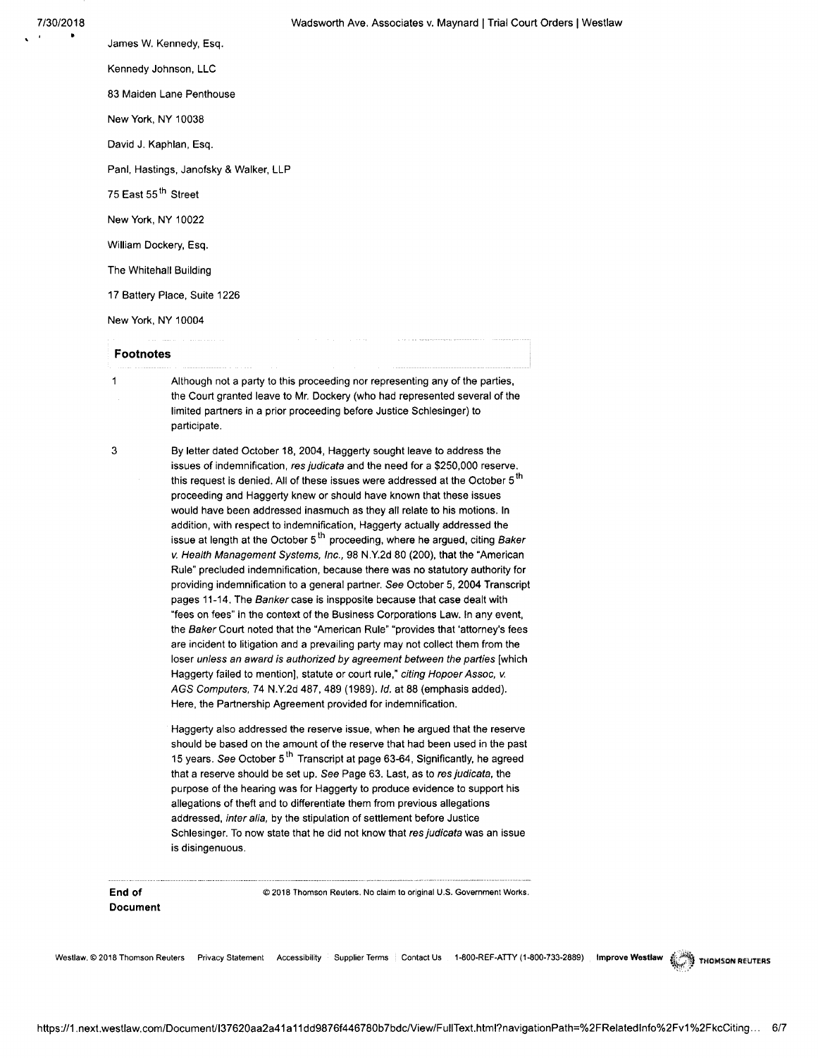James W. Kennedy, Esq.

Kennedy Johnson, LLC

83 Maiden Lane Penthouse

New York, NY 10038

David J. Kaphlan, Esq.

Panl, Hastings, Janofsky & Walker, LLP

75 East 55th Street

New York, NY 10022

William Dockery, Esq.

The Whitehall Building

17 Battery Place, Suite 1226

New York, NY 10004

## Footnotes

1 Although not a party to this proceeding nor representing any of the parties, the Court granted leave to Mr. Dockery (who had represented several of the limited partners in a prior proceeding before Justice Schlesinger) to participate.

3 By letter dated October 18, 2004, Haggerty sought leave to address the issues of indemnification, *res judicata* and the need for a $250,000 reserve. this request is denied. All of these issues were addressed at the October 5th proceeding and Haggerty knew or should have known that these issues would have been addressed inasmuch as they all relate to his motions. In addition, with respect to indemnification, Haggerty actually addressed the issue at length at the October 5th proceeding, where he argued, citing *Baker v. Health Management Systems, Inc.*, 98 N.Y.2d 80 (200), that the "American Rule" precluded indemnification, because there was no statutory authority for providing indemnification to a general partner. *See* October 5, 2004 Transcript pages 11-14. The *Banker* case is inspposite because that case dealt with "fees on fees" in the context of the Business Corporations Law. In any event, the *Baker* Court noted that the "American Rule" "provides that 'attorney's fees are incident to litigation and a prevailing party may not collect them from the loser *unless an award is authorized by agreement between the parties* [which Haggerty failed to mention], statute or court rule," *citing Hopoer Assoc, v. AGS Computers*, 74 N.Y.2d 487, 489 (1989). *Id.* at 88 (emphasis added). Here, the Partnership Agreement provided for indemnification.

Haggerty also addressed the reserve issue, when he argued that the reserve should be based on the amount of the reserve that had been used in the past 15 years. *See* October 5th Transcript at page 63-64, Significantly, he agreed that a reserve should be set up. *See* Page 63. Last, as to *res judicata*, the purpose of the hearing was for Haggerty to produce evidence to support his allegations of theft and to differentiate them from previous allegations addressed, *inter alia*, by the stipulation of settlement before Justice Schlesinger. To now state that he did not know that *res judicata* was an issue is disingenuous.

**End of Document** © 2018 Thomson Reuters. No claim to original U.S. Government Works.